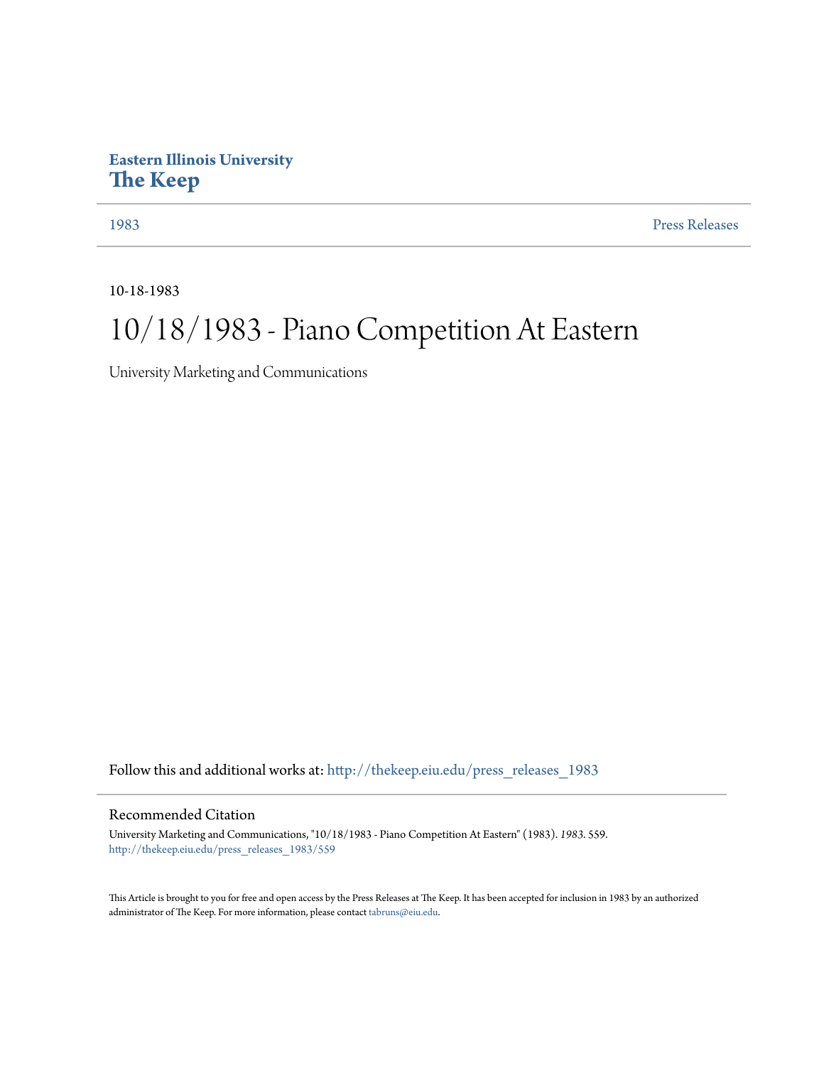Eastern Illinois University
# The Keep

1983 Press Releases

10-18-1983

# 10/18/1983 - Piano Competition At Eastern

University Marketing and Communications

Follow this and additional works at: http://thekeep.eiu.edu/press_releases_1983

## Recommended Citation

University Marketing and Communications, "10/18/1983 - Piano Competition At Eastern" (1983). *1983*. 559.
http://thekeep.eiu.edu/press_releases_1983/559

This Article is brought to you for free and open access by the Press Releases at The Keep. It has been accepted for inclusion in 1983 by an authorized administrator of The Keep. For more information, please contact tabruns@eiu.edu.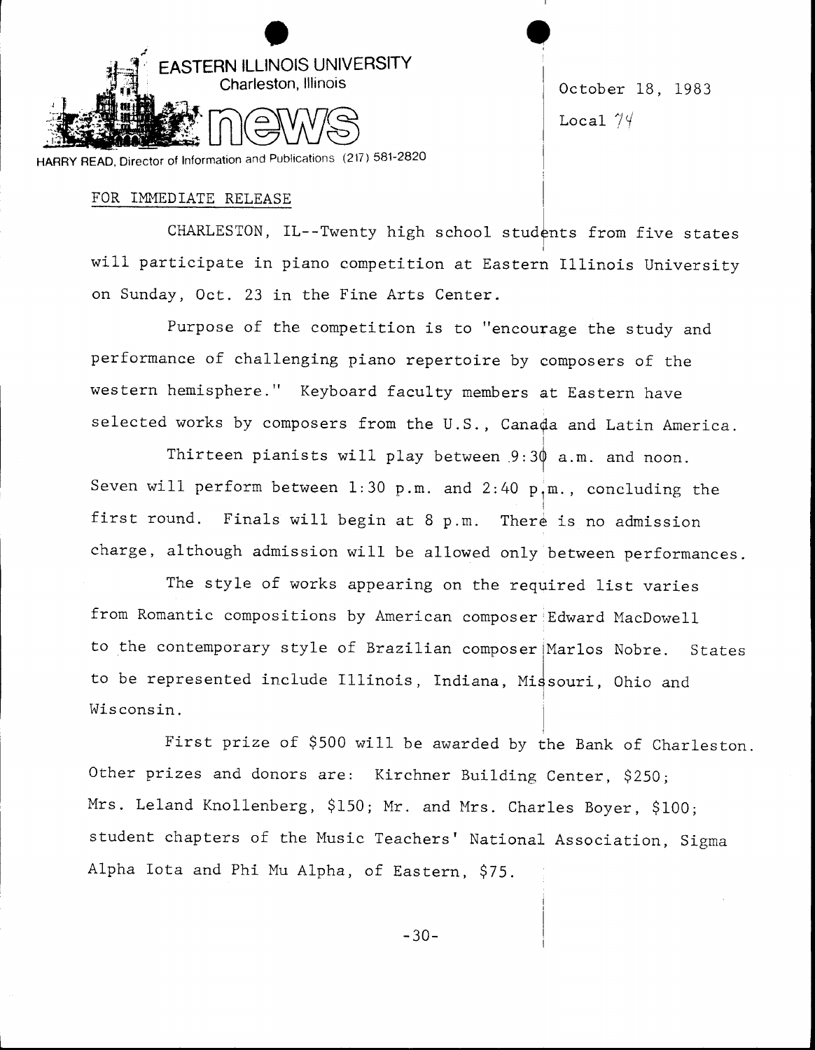EASTERN ILLINOIS UNIVERSITY
Charleston, Illinois

news

HARRY READ, Director of Information and Publications (217) 581-2820

October 18, 1983

Local 74

FOR IMMEDIATE RELEASE

CHARLESTON, IL--Twenty high school students from five states will participate in piano competition at Eastern Illinois University on Sunday, Oct. 23 in the Fine Arts Center.

Purpose of the competition is to "encourage the study and performance of challenging piano repertoire by composers of the western hemisphere." Keyboard faculty members at Eastern have selected works by composers from the U.S., Canada and Latin America.

Thirteen pianists will play between 9:30 a.m. and noon. Seven will perform between 1:30 p.m. and 2:40 p.m., concluding the first round. Finals will begin at 8 p.m. There is no admission charge, although admission will be allowed only between performances.

The style of works appearing on the required list varies from Romantic compositions by American composer Edward MacDowell to the contemporary style of Brazilian composer Marlos Nobre. States to be represented include Illinois, Indiana, Missouri, Ohio and Wisconsin.

First prize of $500 will be awarded by the Bank of Charleston. Other prizes and donors are: Kirchner Building Center, $250; Mrs. Leland Knollenberg, $150; Mr. and Mrs. Charles Boyer, $100; student chapters of the Music Teachers' National Association, Sigma Alpha Iota and Phi Mu Alpha, of Eastern, $75.

-30-